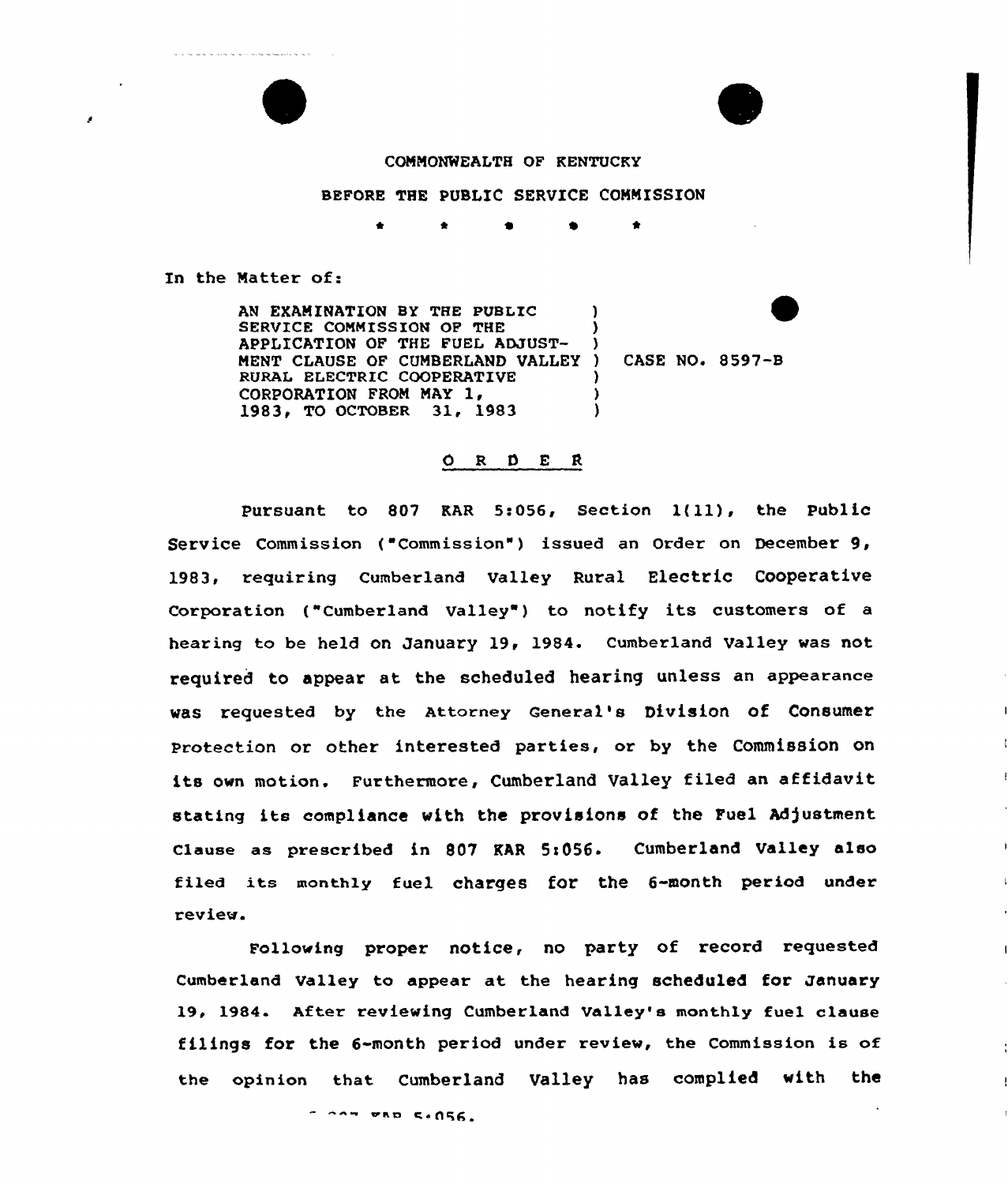COMMONWEALTH OF KENTUCKY

BEFORE THE PUBLIC SERVICE COMMISSION

\* \* \* \* \*

In the Matter of:

AN EXAMINATION BY THE PUBLIC SERVICE COMMISSION OF THE APPLICATION OF THE FUEL ADJUSTMENT CLAUSE OF CUMBERLAND VALLEY RURAL ELECTRIC COOPERATIVE CORPORATION FROM MAY 1, 1983, TO OCTOBER 31, 1983 ) CASE NO. 8597-B

## O R D E R

Pursuant to 807 KAR 5:056, Section 1(11), the Public Service Commission ("Commission") issued an Order on December 9, 1983, requiring Cumberland Valley Rural Electric Cooperative Corporation ("Cumberland Valley") to notify its customers of a hearing to be held on January 19, 1984. Cumberland Valley was not required to appear at the scheduled hearing unless an appearance was requested by the Attorney General's Division of Consumer Protection or other interested parties, or by the Commission on its own motion. Furthermore, Cumberland Valley filed an affidavit stating its compliance with the provisions of the Fuel Adjustment Clause as prescribed in 807 KAR 5:056. Cumberland Valley also filed its monthly fuel charges for the 6-month period under review.

Following proper notice, no party of record requested Cumberland Valley to appear at the hearing scheduled for January 19, 1984. After reviewing Cumberland Valley's monthly fuel clause filings for the 6-month period under review, the Commission is of the opinion that Cumberland Valley has complied with the ... 807 KAR 5:056.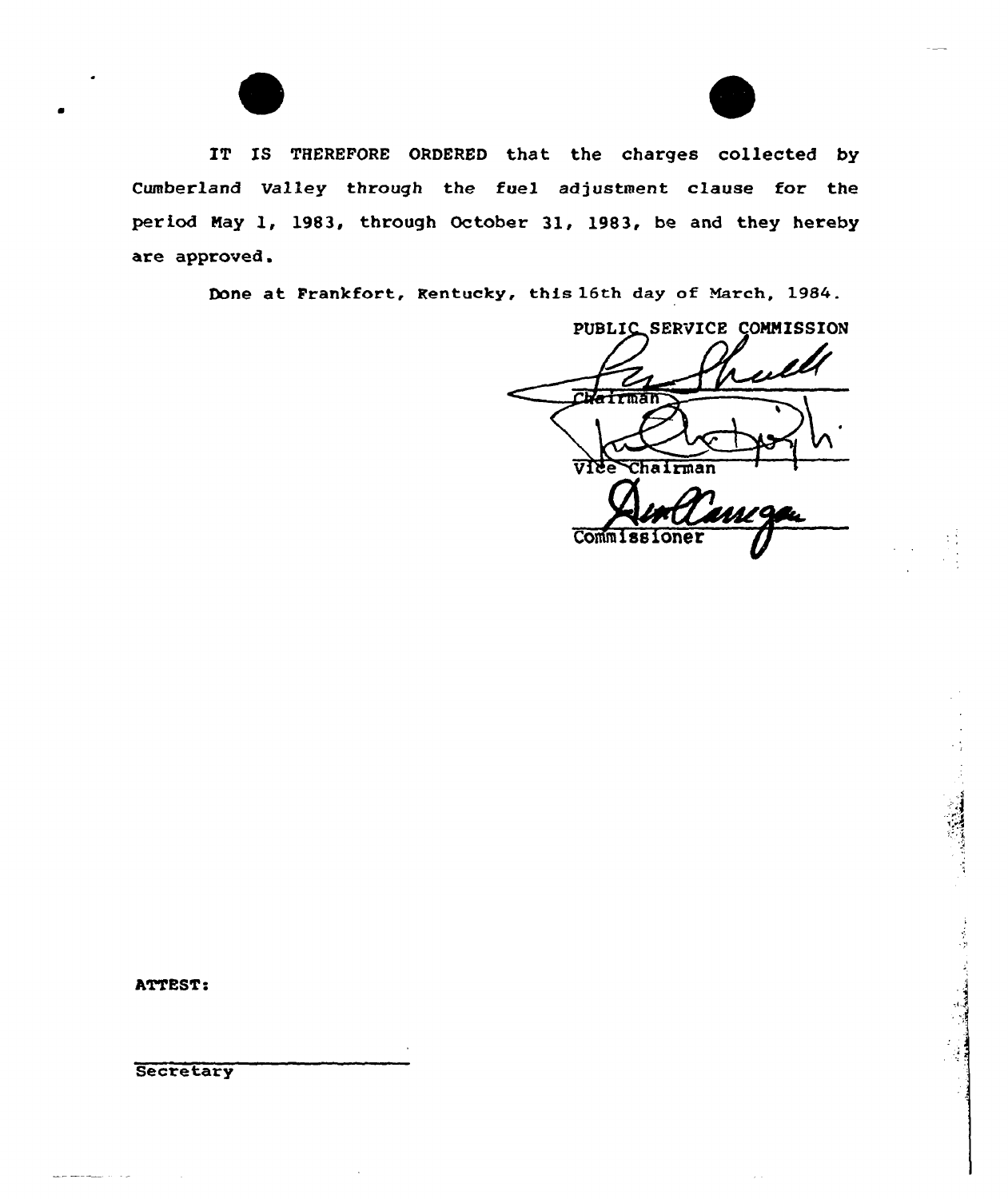IT IS THEREFORE ORDERED that the charges collected by Cumberland Valley through the fuel adjustment clause for the period May 1, 1983, through October 31, 1983, be and they hereby are approved.

Done at Frankfort, Kentucky, this 16th day of March, 1984.

PUBLIC SERVICE COMMISSION

Chairman

Vice Chairman

Commissioner

ATTEST:

Secretary